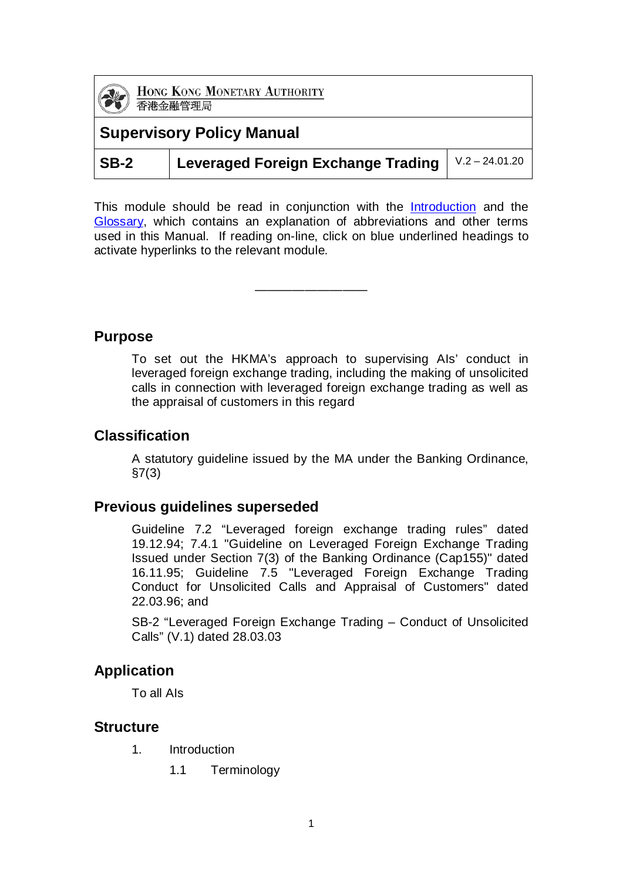HONG KONG MONETARY AUTHORITY
香港金融管理局

# Supervisory Policy Manual

| SB-2 | Leveraged Foreign Exchange Trading | V.2 – 24.01.20 |
| --- | --- | --- |

This module should be read in conjunction with the Introduction and the Glossary, which contains an explanation of abbreviations and other terms used in this Manual. If reading on-line, click on blue underlined headings to activate hyperlinks to the relevant module.

―――――――――――

## Purpose

To set out the HKMA's approach to supervising AIs' conduct in leveraged foreign exchange trading, including the making of unsolicited calls in connection with leveraged foreign exchange trading as well as the appraisal of customers in this regard

## Classification

A statutory guideline issued by the MA under the Banking Ordinance, §7(3)

## Previous guidelines superseded

Guideline 7.2 "Leveraged foreign exchange trading rules" dated 19.12.94; 7.4.1 "Guideline on Leveraged Foreign Exchange Trading Issued under Section 7(3) of the Banking Ordinance (Cap155)" dated 16.11.95; Guideline 7.5 "Leveraged Foreign Exchange Trading Conduct for Unsolicited Calls and Appraisal of Customers" dated 22.03.96; and

SB-2 "Leveraged Foreign Exchange Trading – Conduct of Unsolicited Calls" (V.1) dated 28.03.03

## Application

To all AIs

## Structure

1. Introduction
   - 1.1 Terminology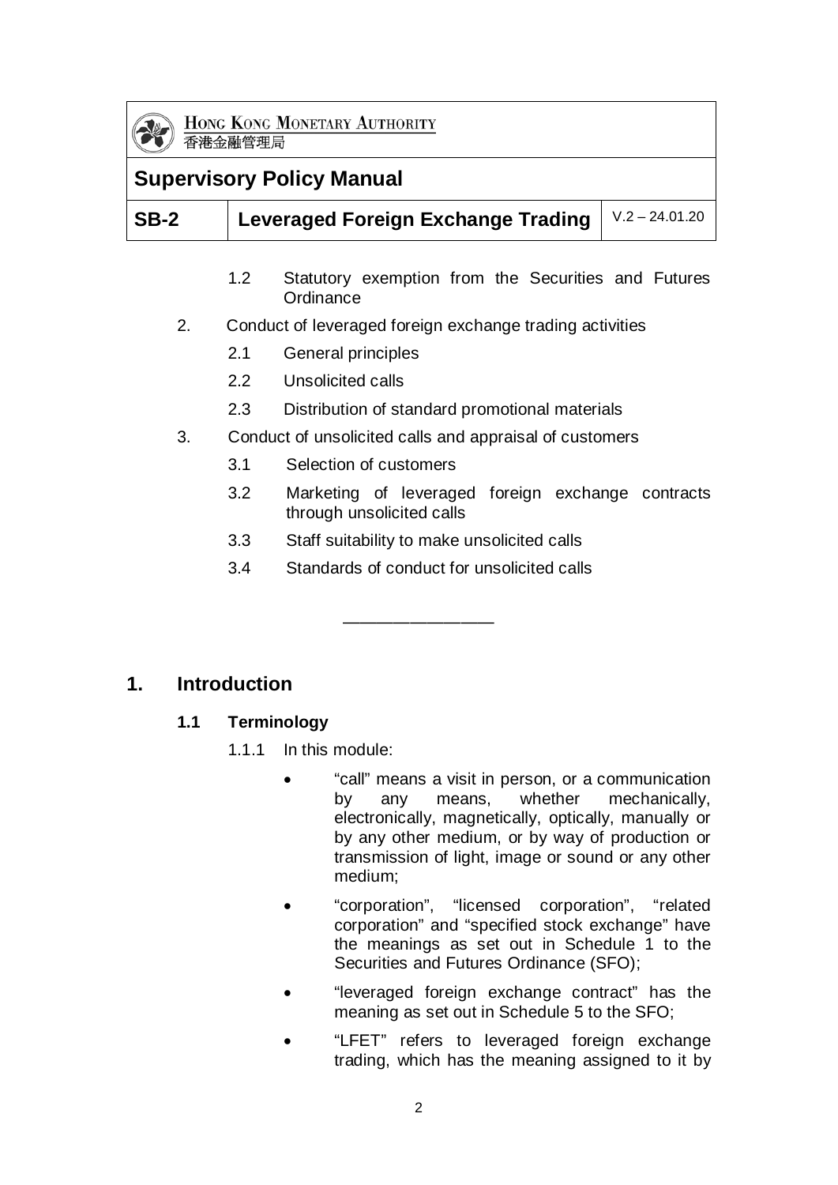1.2 Statutory exemption from the Securities and Futures Ordinance

2. Conduct of leveraged foreign exchange trading activities

   2.1 General principles

   2.2 Unsolicited calls

   2.3 Distribution of standard promotional materials

3. Conduct of unsolicited calls and appraisal of customers

   3.1 Selection of customers

   3.2 Marketing of leveraged foreign exchange contracts through unsolicited calls

   3.3 Staff suitability to make unsolicited calls

   3.4 Standards of conduct for unsolicited calls

---

## 1. Introduction

### 1.1 Terminology

1.1.1 In this module:

- "call" means a visit in person, or a communication by any means, whether mechanically, electronically, magnetically, optically, manually or by any other medium, or by way of production or transmission of light, image or sound or any other medium;
- "corporation", "licensed corporation", "related corporation" and "specified stock exchange" have the meanings as set out in Schedule 1 to the Securities and Futures Ordinance (SFO);
- "leveraged foreign exchange contract" has the meaning as set out in Schedule 5 to the SFO;
- "LFET" refers to leveraged foreign exchange trading, which has the meaning assigned to it by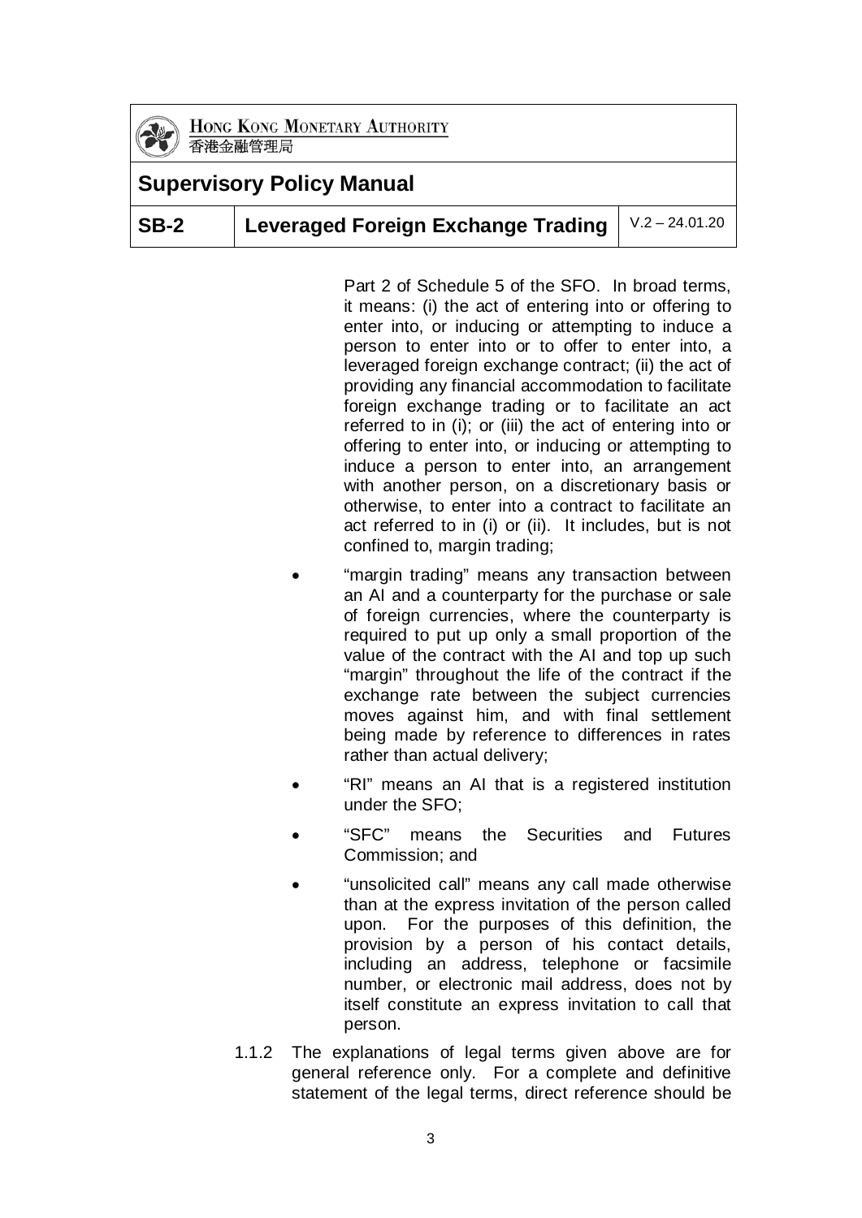Part 2 of Schedule 5 of the SFO. In broad terms, it means: (i) the act of entering into or offering to enter into, or inducing or attempting to induce a person to enter into or to offer to enter into, a leveraged foreign exchange contract; (ii) the act of providing any financial accommodation to facilitate foreign exchange trading or to facilitate an act referred to in (i); or (iii) the act of entering into or offering to enter into, or inducing or attempting to induce a person to enter into, an arrangement with another person, on a discretionary basis or otherwise, to enter into a contract to facilitate an act referred to in (i) or (ii). It includes, but is not confined to, margin trading;

- "margin trading" means any transaction between an AI and a counterparty for the purchase or sale of foreign currencies, where the counterparty is required to put up only a small proportion of the value of the contract with the AI and top up such "margin" throughout the life of the contract if the exchange rate between the subject currencies moves against him, and with final settlement being made by reference to differences in rates rather than actual delivery;
- "RI" means an AI that is a registered institution under the SFO;
- "SFC" means the Securities and Futures Commission; and
- "unsolicited call" means any call made otherwise than at the express invitation of the person called upon. For the purposes of this definition, the provision by a person of his contact details, including an address, telephone or facsimile number, or electronic mail address, does not by itself constitute an express invitation to call that person.

1.1.2 The explanations of legal terms given above are for general reference only. For a complete and definitive statement of the legal terms, direct reference should be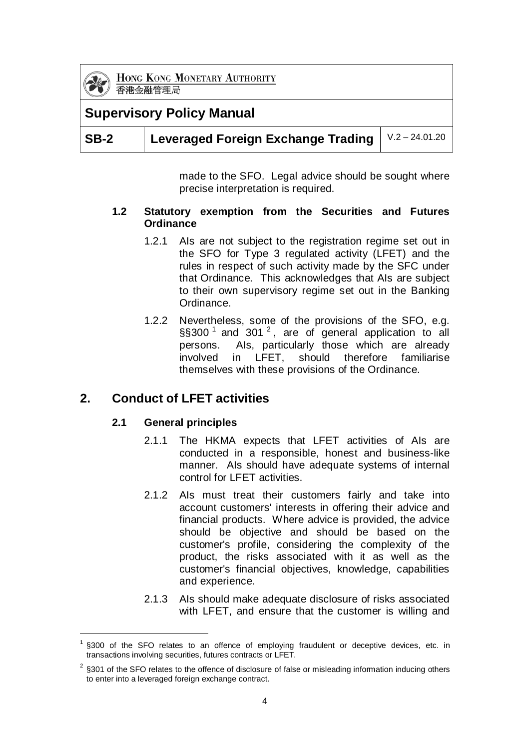made to the SFO. Legal advice should be sought where precise interpretation is required.

### 1.2 Statutory exemption from the Securities and Futures Ordinance

1.2.1 AIs are not subject to the registration regime set out in the SFO for Type 3 regulated activity (LFET) and the rules in respect of such activity made by the SFC under that Ordinance. This acknowledges that AIs are subject to their own supervisory regime set out in the Banking Ordinance.

1.2.2 Nevertheless, some of the provisions of the SFO, e.g. §§300 [1] and 301 [2], are of general application to all persons. AIs, particularly those which are already involved in LFET, should therefore familiarise themselves with these provisions of the Ordinance.

## 2. Conduct of LFET activities

### 2.1 General principles

2.1.1 The HKMA expects that LFET activities of AIs are conducted in a responsible, honest and business-like manner. AIs should have adequate systems of internal control for LFET activities.

2.1.2 AIs must treat their customers fairly and take into account customers' interests in offering their advice and financial products. Where advice is provided, the advice should be objective and should be based on the customer's profile, considering the complexity of the product, the risks associated with it as well as the customer's financial objectives, knowledge, capabilities and experience.

2.1.3 AIs should make adequate disclosure of risks associated with LFET, and ensure that the customer is willing and

---

[1] §300 of the SFO relates to an offence of employing fraudulent or deceptive devices, etc. in transactions involving securities, futures contracts or LFET.

[2] §301 of the SFO relates to the offence of disclosure of false or misleading information inducing others to enter into a leveraged foreign exchange contract.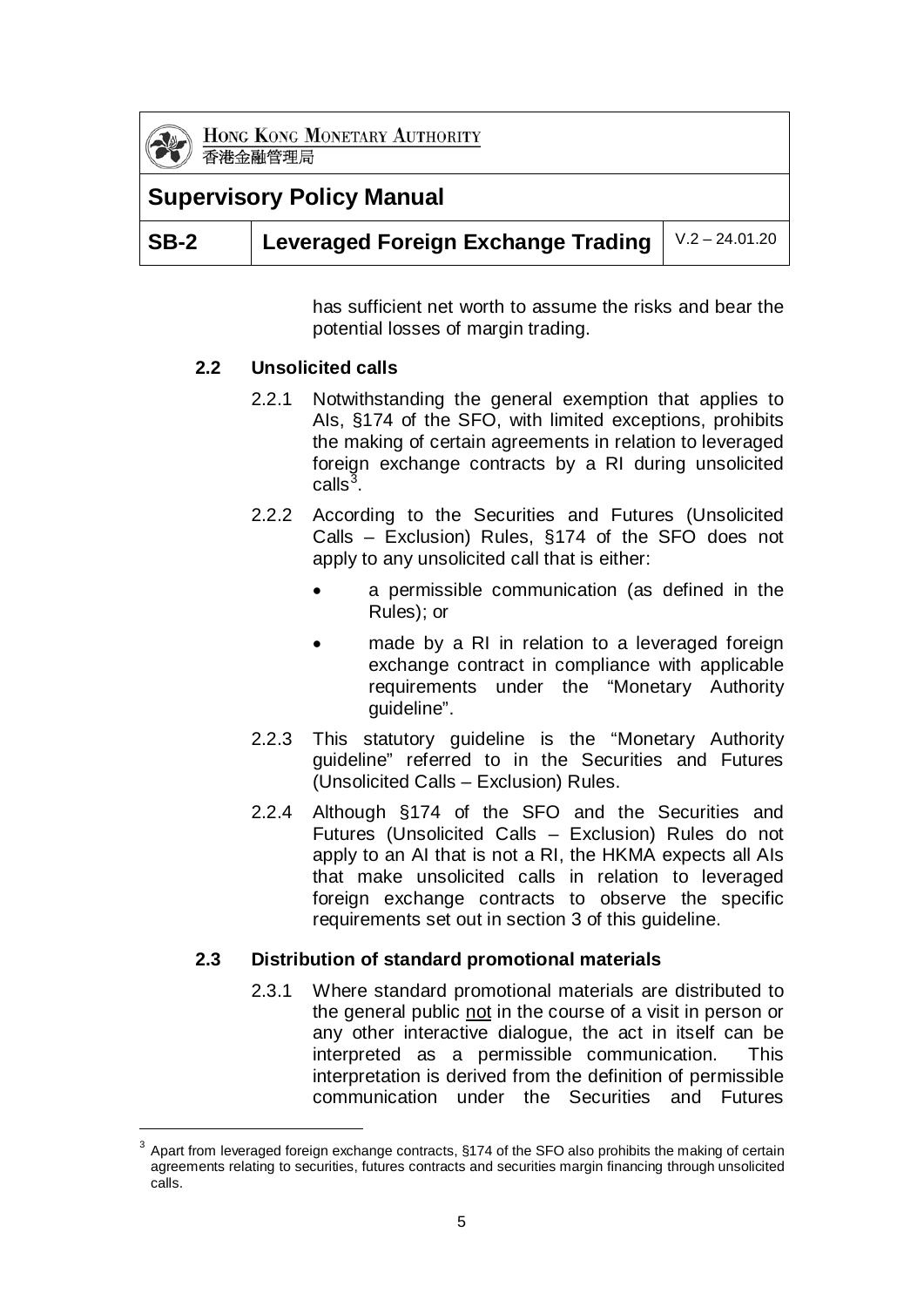has sufficient net worth to assume the risks and bear the potential losses of margin trading.

### 2.2 Unsolicited calls

2.2.1 Notwithstanding the general exemption that applies to AIs, §174 of the SFO, with limited exceptions, prohibits the making of certain agreements in relation to leveraged foreign exchange contracts by a RI during unsolicited calls[3].

2.2.2 According to the Securities and Futures (Unsolicited Calls – Exclusion) Rules, §174 of the SFO does not apply to any unsolicited call that is either:

- a permissible communication (as defined in the Rules); or
- made by a RI in relation to a leveraged foreign exchange contract in compliance with applicable requirements under the "Monetary Authority guideline".

2.2.3 This statutory guideline is the "Monetary Authority guideline" referred to in the Securities and Futures (Unsolicited Calls – Exclusion) Rules.

2.2.4 Although §174 of the SFO and the Securities and Futures (Unsolicited Calls – Exclusion) Rules do not apply to an AI that is not a RI, the HKMA expects all AIs that make unsolicited calls in relation to leveraged foreign exchange contracts to observe the specific requirements set out in section 3 of this guideline.

### 2.3 Distribution of standard promotional materials

2.3.1 Where standard promotional materials are distributed to the general public not in the course of a visit in person or any other interactive dialogue, the act in itself can be interpreted as a permissible communication. This interpretation is derived from the definition of permissible communication under the Securities and Futures

[3] Apart from leveraged foreign exchange contracts, §174 of the SFO also prohibits the making of certain agreements relating to securities, futures contracts and securities margin financing through unsolicited calls.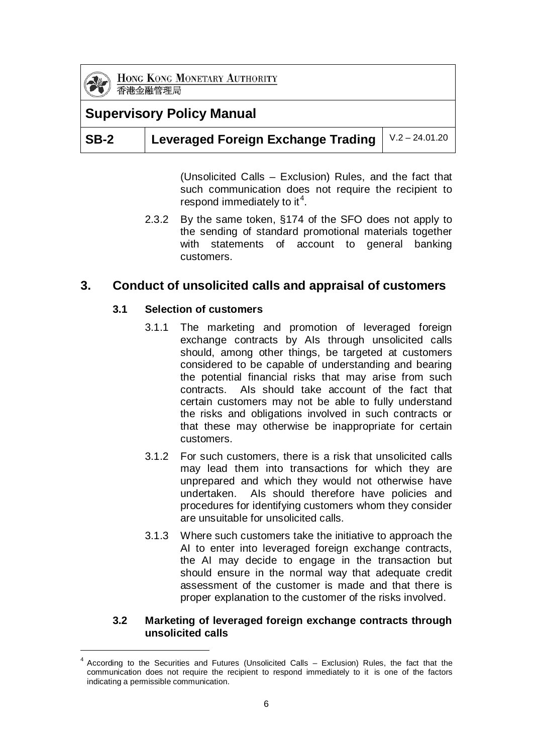(Unsolicited Calls – Exclusion) Rules, and the fact that such communication does not require the recipient to respond immediately to it[4].

2.3.2 By the same token, §174 of the SFO does not apply to the sending of standard promotional materials together with statements of account to general banking customers.

## 3. Conduct of unsolicited calls and appraisal of customers

### 3.1 Selection of customers

3.1.1 The marketing and promotion of leveraged foreign exchange contracts by AIs through unsolicited calls should, among other things, be targeted at customers considered to be capable of understanding and bearing the potential financial risks that may arise from such contracts. AIs should take account of the fact that certain customers may not be able to fully understand the risks and obligations involved in such contracts or that these may otherwise be inappropriate for certain customers.

3.1.2 For such customers, there is a risk that unsolicited calls may lead them into transactions for which they are unprepared and which they would not otherwise have undertaken. AIs should therefore have policies and procedures for identifying customers whom they consider are unsuitable for unsolicited calls.

3.1.3 Where such customers take the initiative to approach the AI to enter into leveraged foreign exchange contracts, the AI may decide to engage in the transaction but should ensure in the normal way that adequate credit assessment of the customer is made and that there is proper explanation to the customer of the risks involved.

### 3.2 Marketing of leveraged foreign exchange contracts through unsolicited calls

---

[4] According to the Securities and Futures (Unsolicited Calls – Exclusion) Rules, the fact that the communication does not require the recipient to respond immediately to it is one of the factors indicating a permissible communication.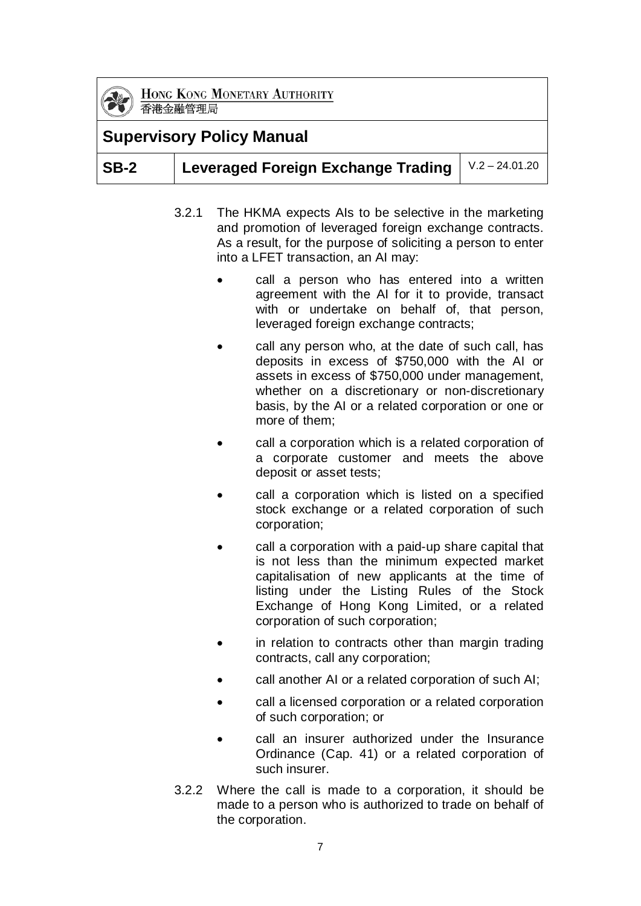3.2.1 The HKMA expects AIs to be selective in the marketing and promotion of leveraged foreign exchange contracts. As a result, for the purpose of soliciting a person to enter into a LFET transaction, an AI may:

- call a person who has entered into a written agreement with the AI for it to provide, transact with or undertake on behalf of, that person, leveraged foreign exchange contracts;
- call any person who, at the date of such call, has deposits in excess of $750,000 with the AI or assets in excess of $750,000 under management, whether on a discretionary or non-discretionary basis, by the AI or a related corporation or one or more of them;
- call a corporation which is a related corporation of a corporate customer and meets the above deposit or asset tests;
- call a corporation which is listed on a specified stock exchange or a related corporation of such corporation;
- call a corporation with a paid-up share capital that is not less than the minimum expected market capitalisation of new applicants at the time of listing under the Listing Rules of the Stock Exchange of Hong Kong Limited, or a related corporation of such corporation;
- in relation to contracts other than margin trading contracts, call any corporation;
- call another AI or a related corporation of such AI;
- call a licensed corporation or a related corporation of such corporation; or
- call an insurer authorized under the Insurance Ordinance (Cap. 41) or a related corporation of such insurer.

3.2.2 Where the call is made to a corporation, it should be made to a person who is authorized to trade on behalf of the corporation.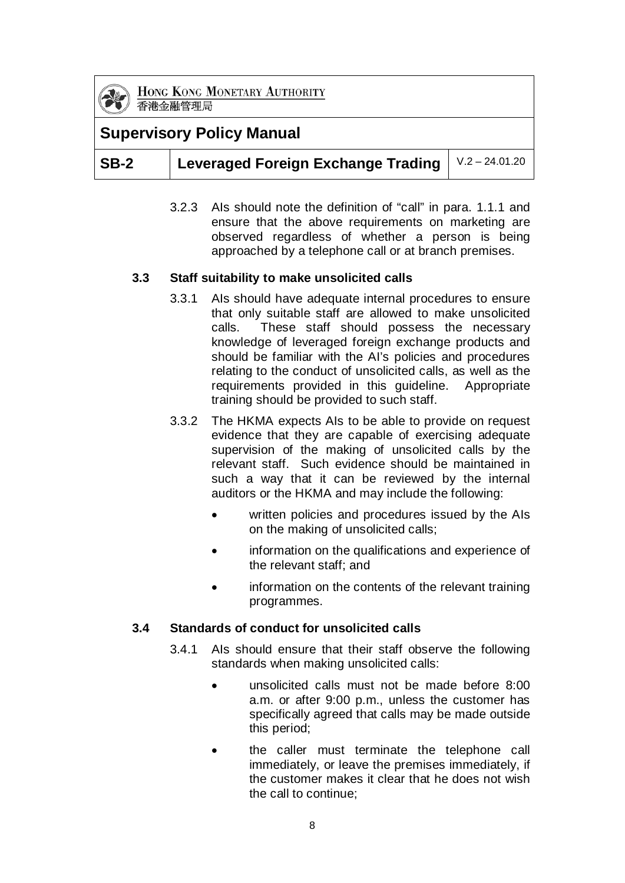3.2.3 AIs should note the definition of "call" in para. 1.1.1 and ensure that the above requirements on marketing are observed regardless of whether a person is being approached by a telephone call or at branch premises.

### 3.3 Staff suitability to make unsolicited calls

3.3.1 AIs should have adequate internal procedures to ensure that only suitable staff are allowed to make unsolicited calls. These staff should possess the necessary knowledge of leveraged foreign exchange products and should be familiar with the AI's policies and procedures relating to the conduct of unsolicited calls, as well as the requirements provided in this guideline. Appropriate training should be provided to such staff.

3.3.2 The HKMA expects AIs to be able to provide on request evidence that they are capable of exercising adequate supervision of the making of unsolicited calls by the relevant staff. Such evidence should be maintained in such a way that it can be reviewed by the internal auditors or the HKMA and may include the following:

- written policies and procedures issued by the AIs on the making of unsolicited calls;
- information on the qualifications and experience of the relevant staff; and
- information on the contents of the relevant training programmes.

### 3.4 Standards of conduct for unsolicited calls

3.4.1 AIs should ensure that their staff observe the following standards when making unsolicited calls:

- unsolicited calls must not be made before 8:00 a.m. or after 9:00 p.m., unless the customer has specifically agreed that calls may be made outside this period;
- the caller must terminate the telephone call immediately, or leave the premises immediately, if the customer makes it clear that he does not wish the call to continue;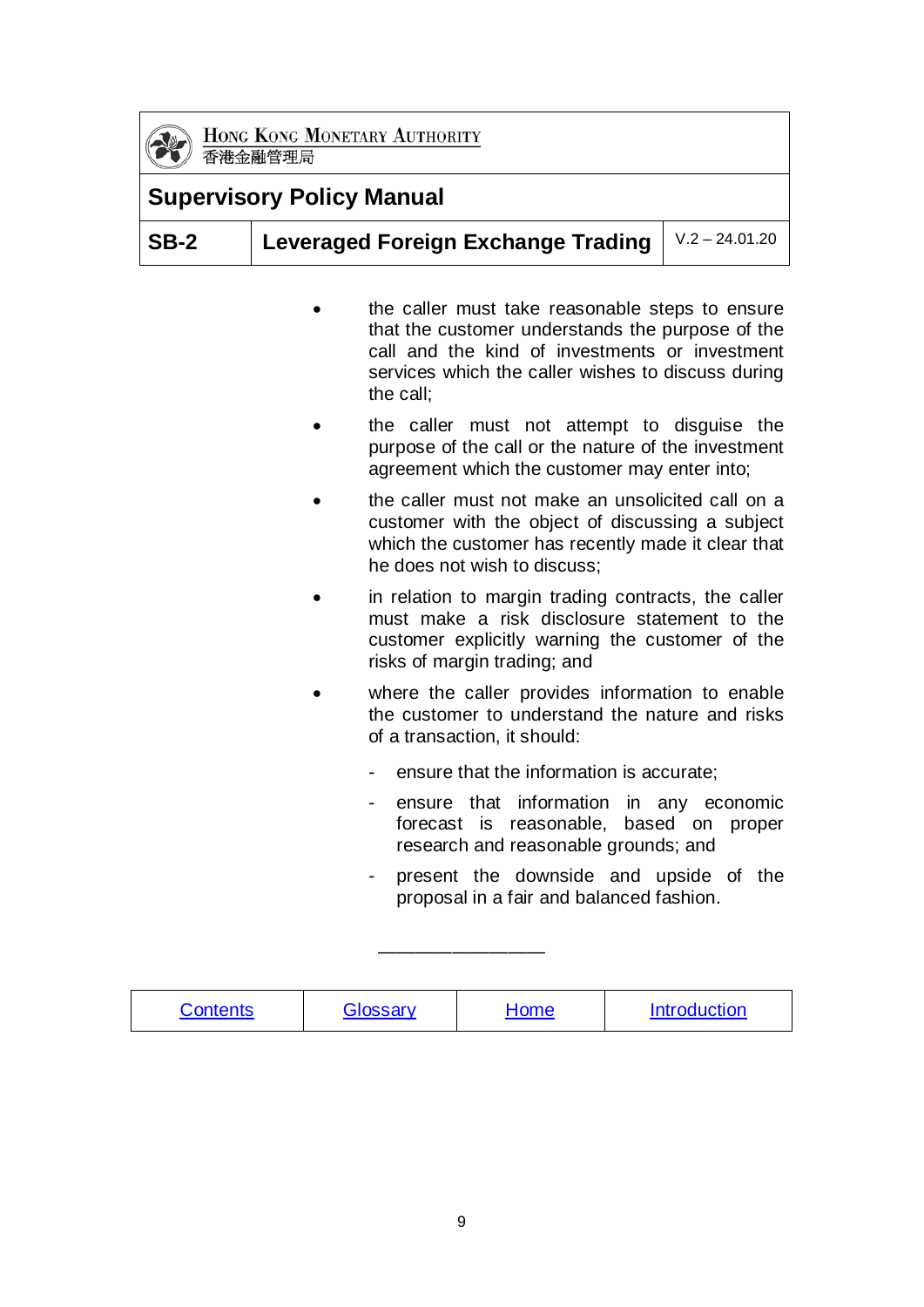- the caller must take reasonable steps to ensure that the customer understands the purpose of the call and the kind of investments or investment services which the caller wishes to discuss during the call;
- the caller must not attempt to disguise the purpose of the call or the nature of the investment agreement which the customer may enter into;
- the caller must not make an unsolicited call on a customer with the object of discussing a subject which the customer has recently made it clear that he does not wish to discuss;
- in relation to margin trading contracts, the caller must make a risk disclosure statement to the customer explicitly warning the customer of the risks of margin trading; and
- where the caller provides information to enable the customer to understand the nature and risks of a transaction, it should:
  - ensure that the information is accurate;
  - ensure that information in any economic forecast is reasonable, based on proper research and reasonable grounds; and
  - present the downside and upside of the proposal in a fair and balanced fashion.

---